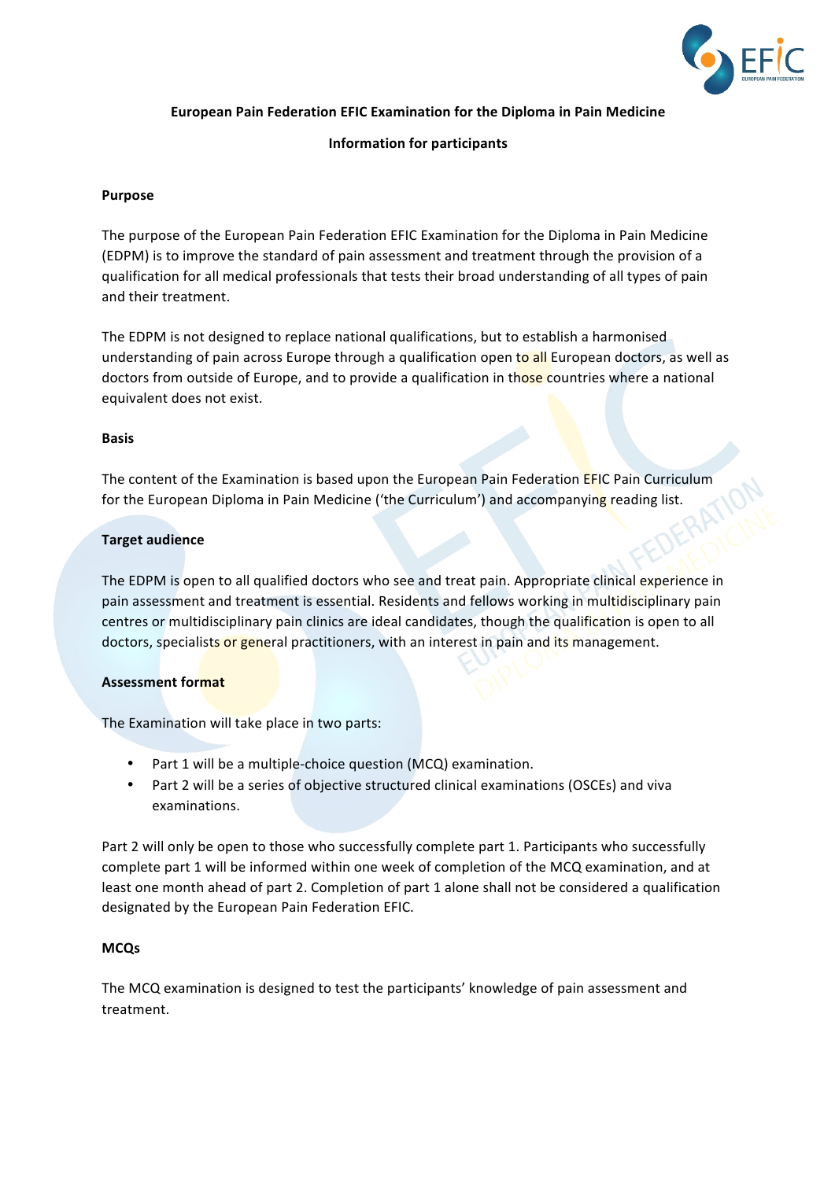**European Pain Federation EFIC Examination for the Diploma in Pain Medicine**

**Information for participants**

## Purpose

The purpose of the European Pain Federation EFIC Examination for the Diploma in Pain Medicine (EDPM) is to improve the standard of pain assessment and treatment through the provision of a qualification for all medical professionals that tests their broad understanding of all types of pain and their treatment.

The EDPM is not designed to replace national qualifications, but to establish a harmonised understanding of pain across Europe through a qualification open to all European doctors, as well as doctors from outside of Europe, and to provide a qualification in those countries where a national equivalent does not exist.

## Basis

The content of the Examination is based upon the European Pain Federation EFIC Pain Curriculum for the European Diploma in Pain Medicine ('the Curriculum') and accompanying reading list.

## Target audience

The EDPM is open to all qualified doctors who see and treat pain. Appropriate clinical experience in pain assessment and treatment is essential. Residents and fellows working in multidisciplinary pain centres or multidisciplinary pain clinics are ideal candidates, though the qualification is open to all doctors, specialists or general practitioners, with an interest in pain and its management.

## Assessment format

The Examination will take place in two parts:

- Part 1 will be a multiple-choice question (MCQ) examination.
- Part 2 will be a series of objective structured clinical examinations (OSCEs) and viva examinations.

Part 2 will only be open to those who successfully complete part 1. Participants who successfully complete part 1 will be informed within one week of completion of the MCQ examination, and at least one month ahead of part 2. Completion of part 1 alone shall not be considered a qualification designated by the European Pain Federation EFIC.

## MCQs

The MCQ examination is designed to test the participants' knowledge of pain assessment and treatment.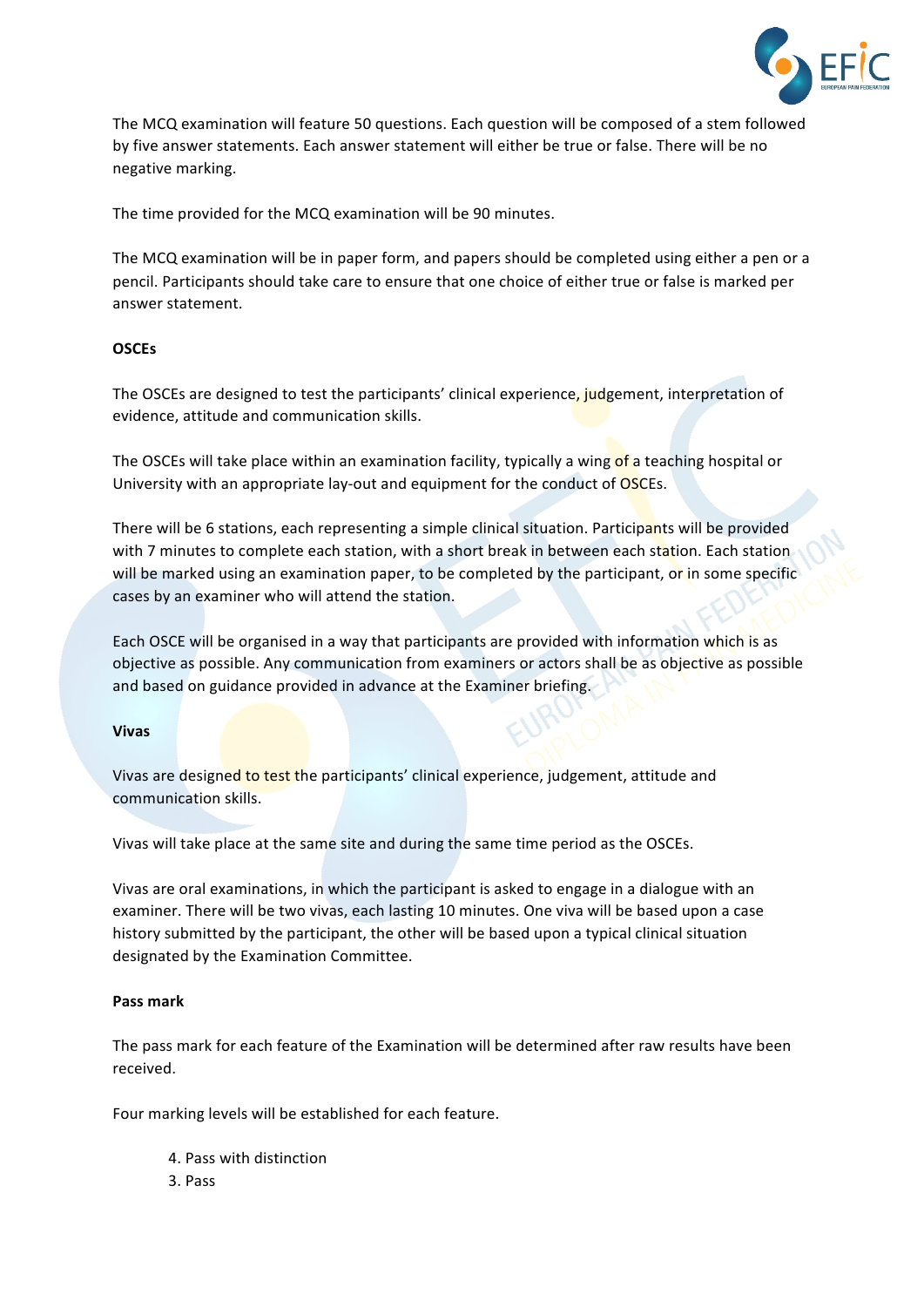The MCQ examination will feature 50 questions. Each question will be composed of a stem followed by five answer statements. Each answer statement will either be true or false. There will be no negative marking.

The time provided for the MCQ examination will be 90 minutes.

The MCQ examination will be in paper form, and papers should be completed using either a pen or a pencil. Participants should take care to ensure that one choice of either true or false is marked per answer statement.

**OSCEs**

The OSCEs are designed to test the participants' clinical experience, judgement, interpretation of evidence, attitude and communication skills.

The OSCEs will take place within an examination facility, typically a wing of a teaching hospital or University with an appropriate lay-out and equipment for the conduct of OSCEs.

There will be 6 stations, each representing a simple clinical situation. Participants will be provided with 7 minutes to complete each station, with a short break in between each station. Each station will be marked using an examination paper, to be completed by the participant, or in some specific cases by an examiner who will attend the station.

Each OSCE will be organised in a way that participants are provided with information which is as objective as possible. Any communication from examiners or actors shall be as objective as possible and based on guidance provided in advance at the Examiner briefing.

**Vivas**

Vivas are designed to test the participants' clinical experience, judgement, attitude and communication skills.

Vivas will take place at the same site and during the same time period as the OSCEs.

Vivas are oral examinations, in which the participant is asked to engage in a dialogue with an examiner. There will be two vivas, each lasting 10 minutes. One viva will be based upon a case history submitted by the participant, the other will be based upon a typical clinical situation designated by the Examination Committee.

**Pass mark**

The pass mark for each feature of the Examination will be determined after raw results have been received.

Four marking levels will be established for each feature.

4. Pass with distinction
3. Pass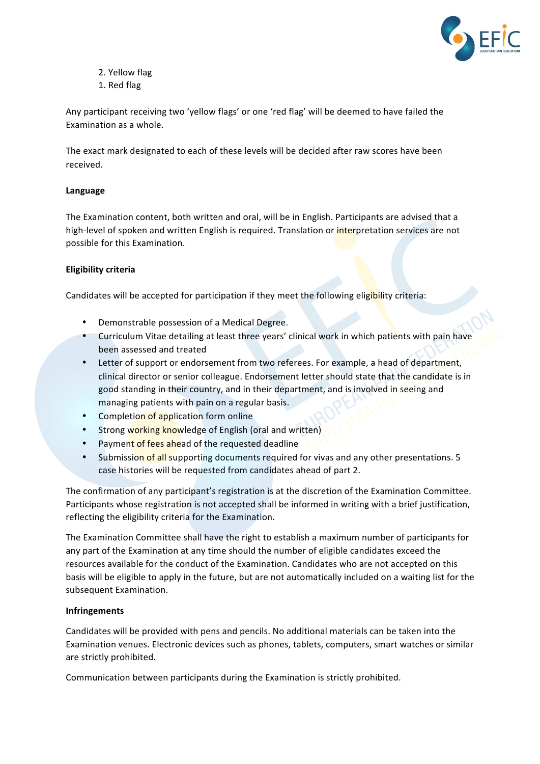2. Yellow flag
1. Red flag

Any participant receiving two 'yellow flags' or one 'red flag' will be deemed to have failed the Examination as a whole.

The exact mark designated to each of these levels will be decided after raw scores have been received.

**Language**

The Examination content, both written and oral, will be in English. Participants are advised that a high-level of spoken and written English is required. Translation or interpretation services are not possible for this Examination.

**Eligibility criteria**

Candidates will be accepted for participation if they meet the following eligibility criteria:

- Demonstrable possession of a Medical Degree.
- Curriculum Vitae detailing at least three years' clinical work in which patients with pain have been assessed and treated
- Letter of support or endorsement from two referees. For example, a head of department, clinical director or senior colleague. Endorsement letter should state that the candidate is in good standing in their country, and in their department, and is involved in seeing and managing patients with pain on a regular basis.
- Completion of application form online
- Strong working knowledge of English (oral and written)
- Payment of fees ahead of the requested deadline
- Submission of all supporting documents required for vivas and any other presentations. 5 case histories will be requested from candidates ahead of part 2.

The confirmation of any participant's registration is at the discretion of the Examination Committee. Participants whose registration is not accepted shall be informed in writing with a brief justification, reflecting the eligibility criteria for the Examination.

The Examination Committee shall have the right to establish a maximum number of participants for any part of the Examination at any time should the number of eligible candidates exceed the resources available for the conduct of the Examination. Candidates who are not accepted on this basis will be eligible to apply in the future, but are not automatically included on a waiting list for the subsequent Examination.

**Infringements**

Candidates will be provided with pens and pencils. No additional materials can be taken into the Examination venues. Electronic devices such as phones, tablets, computers, smart watches or similar are strictly prohibited.

Communication between participants during the Examination is strictly prohibited.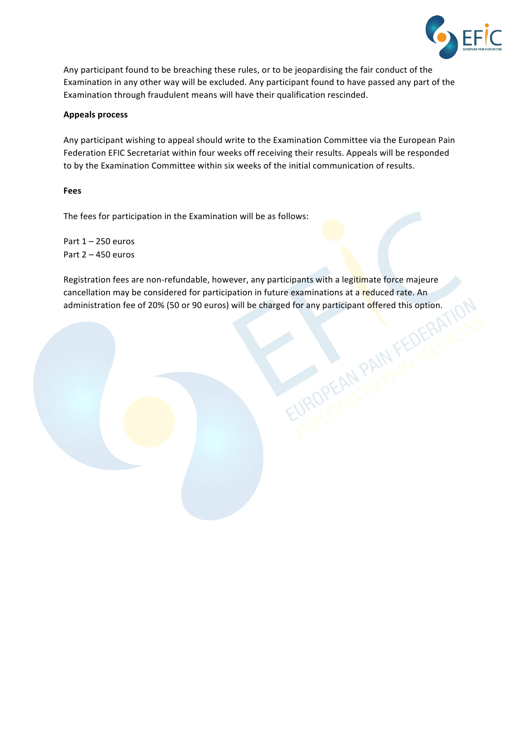Any participant found to be breaching these rules, or to be jeopardising the fair conduct of the Examination in any other way will be excluded. Any participant found to have passed any part of the Examination through fraudulent means will have their qualification rescinded.

**Appeals process**

Any participant wishing to appeal should write to the Examination Committee via the European Pain Federation EFIC Secretariat within four weeks off receiving their results. Appeals will be responded to by the Examination Committee within six weeks of the initial communication of results.

**Fees**

The fees for participation in the Examination will be as follows:

Part 1 – 250 euros
Part 2 – 450 euros

Registration fees are non-refundable, however, any participants with a legitimate force majeure cancellation may be considered for participation in future examinations at a reduced rate. An administration fee of 20% (50 or 90 euros) will be charged for any participant offered this option.